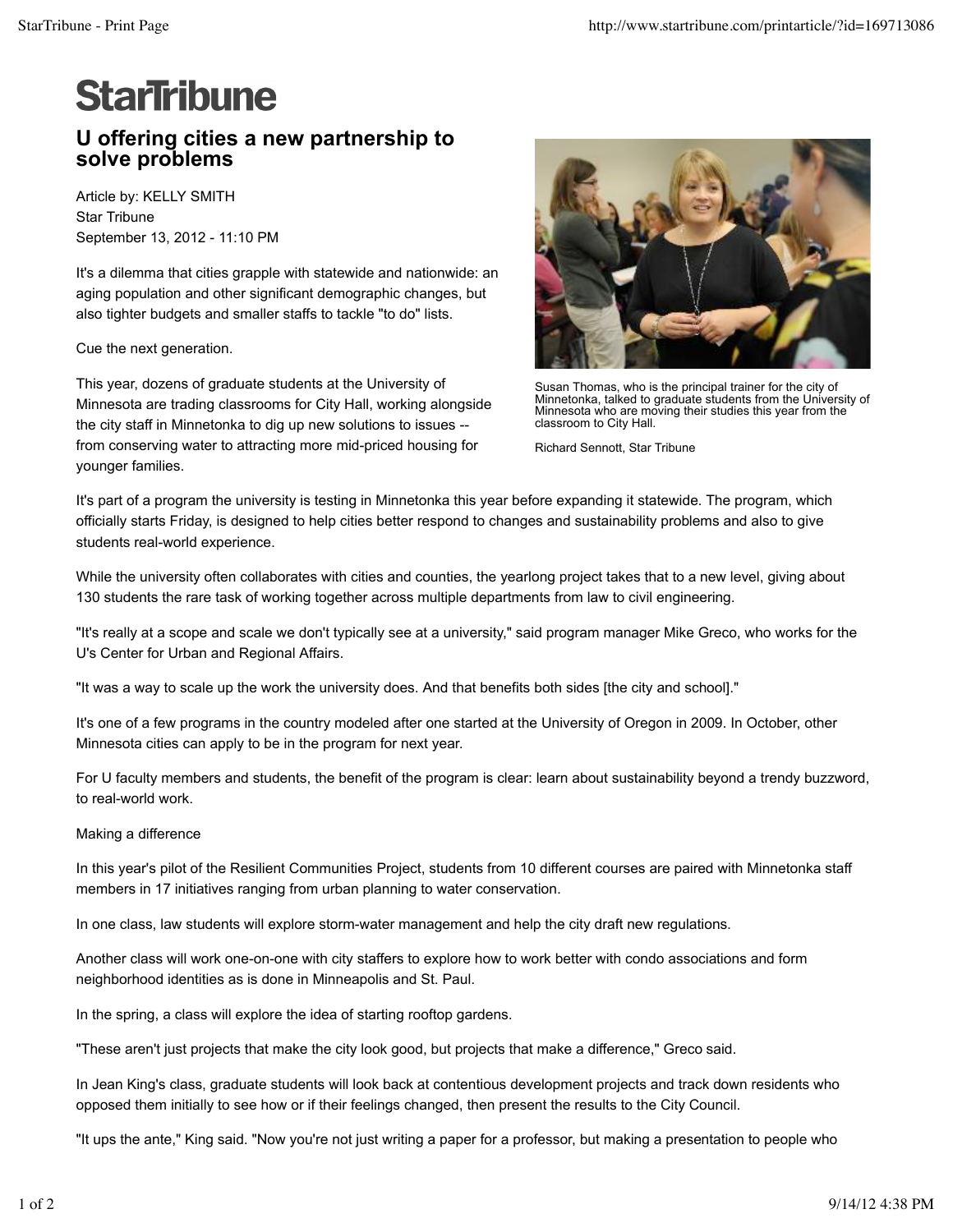# StarTribune

## U offering cities a new partnership to solve problems

Article by: KELLY SMITH
Star Tribune
September 13, 2012 - 11:10 PM

It's a dilemma that cities grapple with statewide and nationwide: an aging population and other significant demographic changes, but also tighter budgets and smaller staffs to tackle "to do" lists.

Cue the next generation.

This year, dozens of graduate students at the University of Minnesota are trading classrooms for City Hall, working alongside the city staff in Minnetonka to dig up new solutions to issues -- from conserving water to attracting more mid-priced housing for younger families.

Susan Thomas, who is the principal trainer for the city of Minnetonka, talked to graduate students from the University of Minnesota who are moving their studies this year from the classroom to City Hall.

Richard Sennott, Star Tribune

It's part of a program the university is testing in Minnetonka this year before expanding it statewide. The program, which officially starts Friday, is designed to help cities better respond to changes and sustainability problems and also to give students real-world experience.

While the university often collaborates with cities and counties, the yearlong project takes that to a new level, giving about 130 students the rare task of working together across multiple departments from law to civil engineering.

"It's really at a scope and scale we don't typically see at a university," said program manager Mike Greco, who works for the U's Center for Urban and Regional Affairs.

"It was a way to scale up the work the university does. And that benefits both sides [the city and school]."

It's one of a few programs in the country modeled after one started at the University of Oregon in 2009. In October, other Minnesota cities can apply to be in the program for next year.

For U faculty members and students, the benefit of the program is clear: learn about sustainability beyond a trendy buzzword, to real-world work.

### Making a difference

In this year's pilot of the Resilient Communities Project, students from 10 different courses are paired with Minnetonka staff members in 17 initiatives ranging from urban planning to water conservation.

In one class, law students will explore storm-water management and help the city draft new regulations.

Another class will work one-on-one with city staffers to explore how to work better with condo associations and form neighborhood identities as is done in Minneapolis and St. Paul.

In the spring, a class will explore the idea of starting rooftop gardens.

"These aren't just projects that make the city look good, but projects that make a difference," Greco said.

In Jean King's class, graduate students will look back at contentious development projects and track down residents who opposed them initially to see how or if their feelings changed, then present the results to the City Council.

"It ups the ante," King said. "Now you're not just writing a paper for a professor, but making a presentation to people who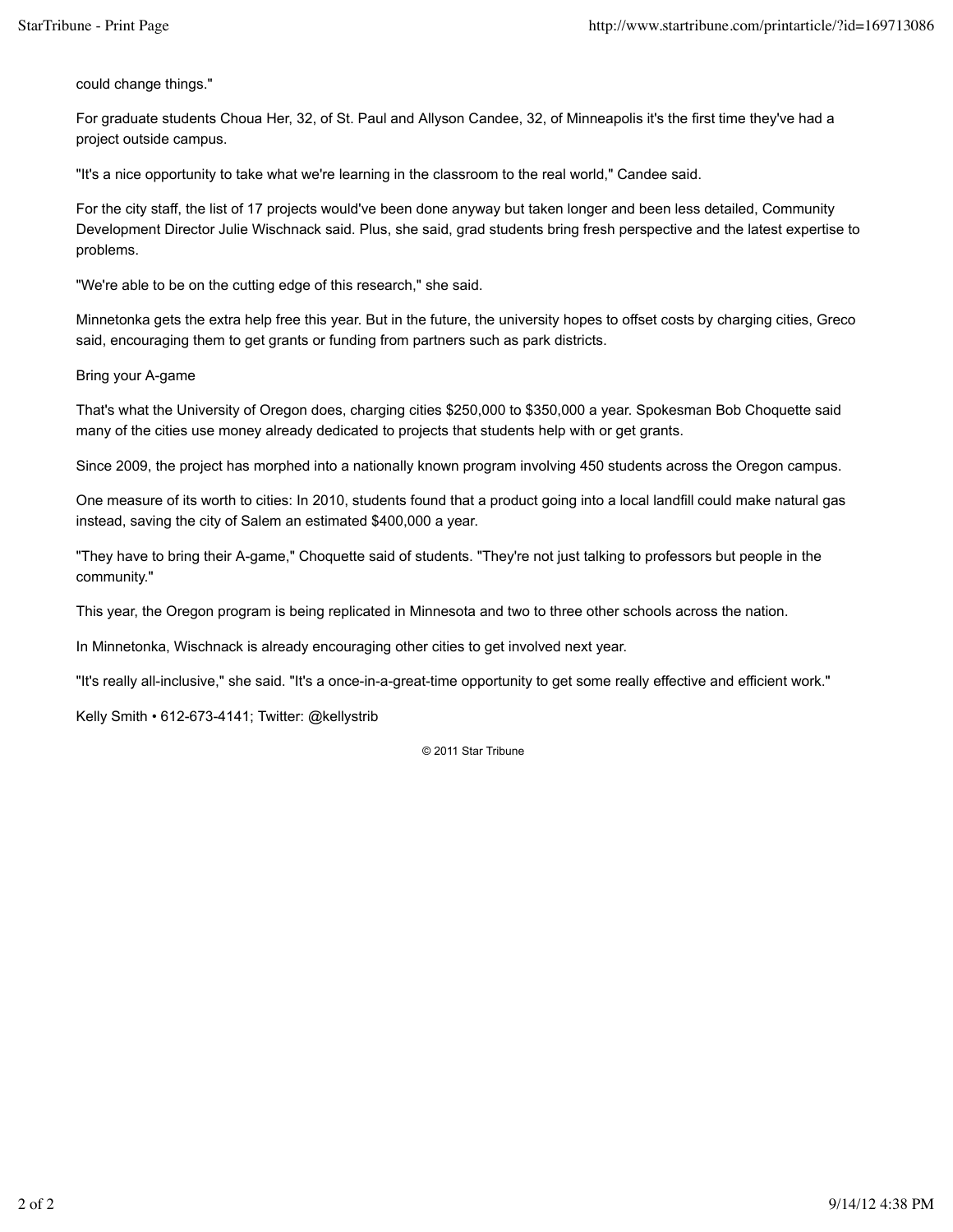could change things."

For graduate students Choua Her, 32, of St. Paul and Allyson Candee, 32, of Minneapolis it's the first time they've had a project outside campus.

"It's a nice opportunity to take what we're learning in the classroom to the real world," Candee said.

For the city staff, the list of 17 projects would've been done anyway but taken longer and been less detailed, Community Development Director Julie Wischnack said. Plus, she said, grad students bring fresh perspective and the latest expertise to problems.

"We're able to be on the cutting edge of this research," she said.

Minnetonka gets the extra help free this year. But in the future, the university hopes to offset costs by charging cities, Greco said, encouraging them to get grants or funding from partners such as park districts.

Bring your A-game

That's what the University of Oregon does, charging cities $250,000 to $350,000 a year. Spokesman Bob Choquette said many of the cities use money already dedicated to projects that students help with or get grants.

Since 2009, the project has morphed into a nationally known program involving 450 students across the Oregon campus.

One measure of its worth to cities: In 2010, students found that a product going into a local landfill could make natural gas instead, saving the city of Salem an estimated $400,000 a year.

"They have to bring their A-game," Choquette said of students. "They're not just talking to professors but people in the community."

This year, the Oregon program is being replicated in Minnesota and two to three other schools across the nation.

In Minnetonka, Wischnack is already encouraging other cities to get involved next year.

"It's really all-inclusive," she said. "It's a once-in-a-great-time opportunity to get some really effective and efficient work."

Kelly Smith • 612-673-4141; Twitter: @kellystrib

© 2011 Star Tribune